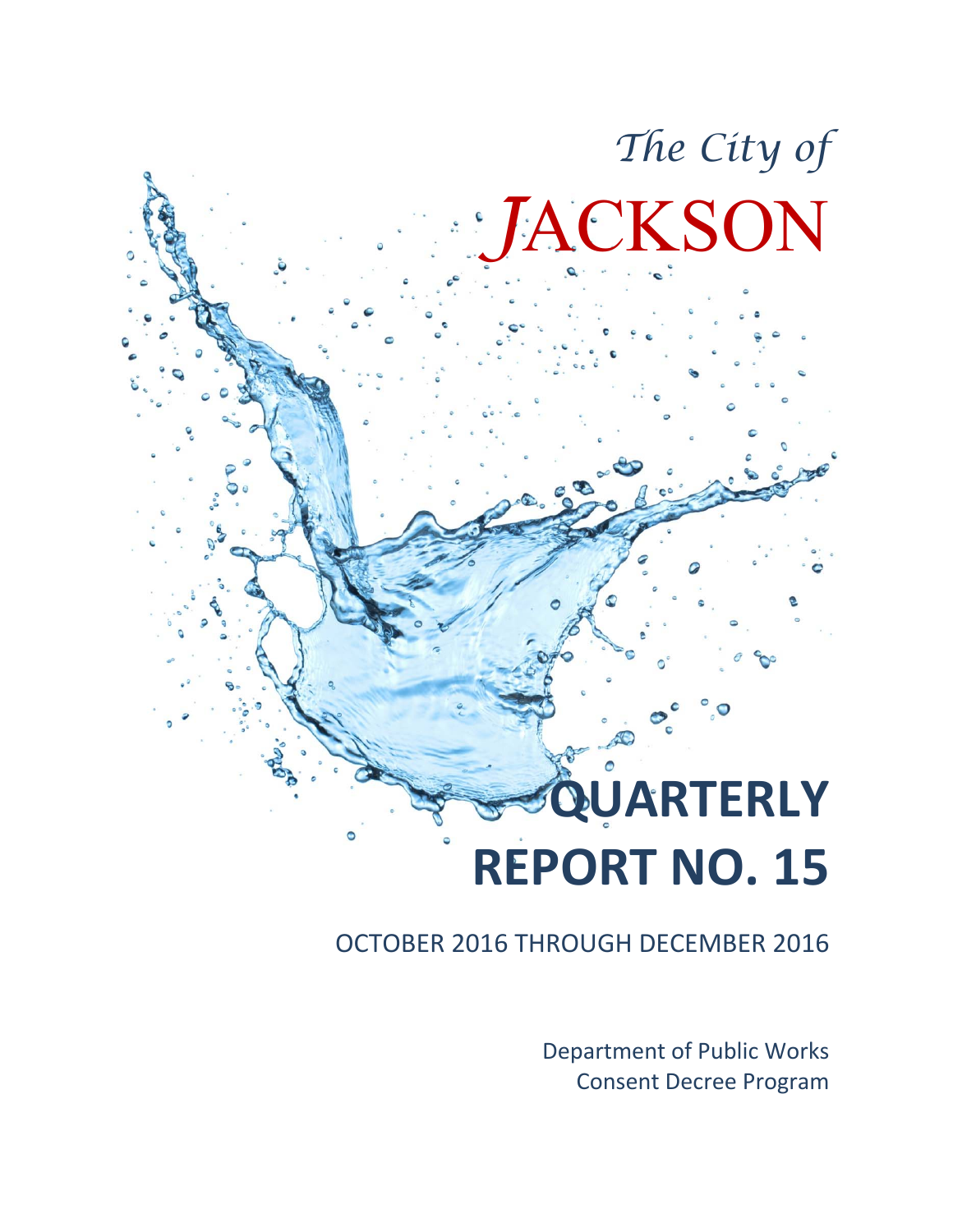*The City of*

# JACKSON

# QUARTERLY REPORT NO. 15

OCTOBER 2016 THROUGH DECEMBER 2016

Department of Public Works
Consent Decree Program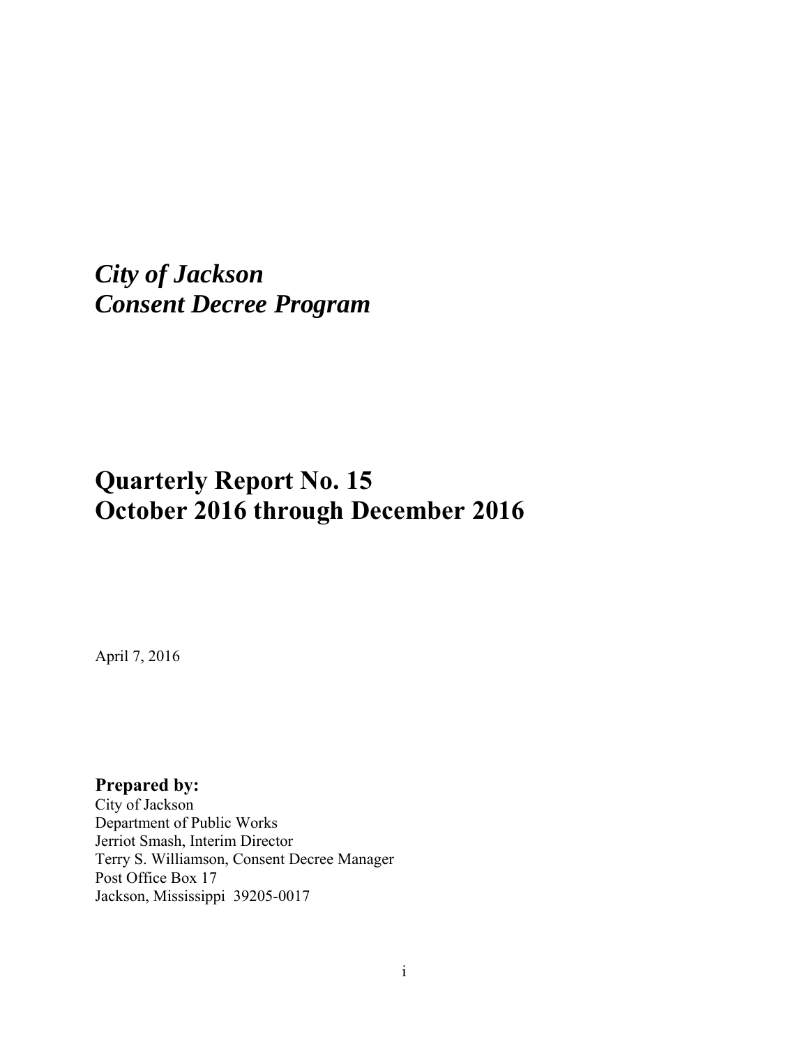***City of Jackson***
***Consent Decree Program***

# Quarterly Report No. 15
# October 2016 through December 2016

April 7, 2016

**Prepared by:**
City of Jackson
Department of Public Works
Jerriot Smash, Interim Director
Terry S. Williamson, Consent Decree Manager
Post Office Box 17
Jackson, Mississippi 39205-0017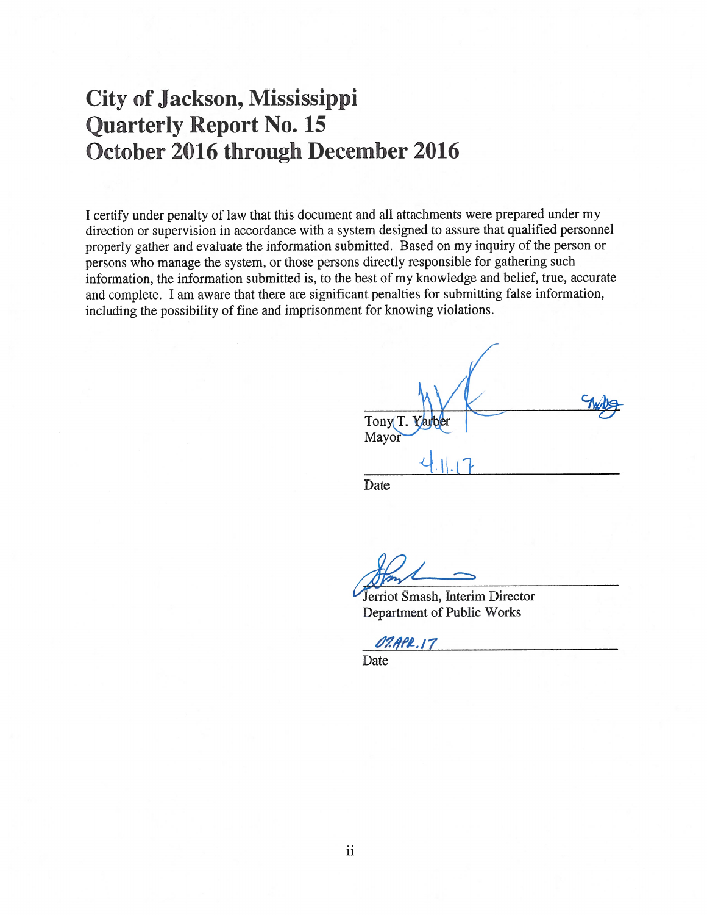# City of Jackson, Mississippi
# Quarterly Report No. 15
# October 2016 through December 2016

I certify under penalty of law that this document and all attachments were prepared under my direction or supervision in accordance with a system designed to assure that qualified personnel properly gather and evaluate the information submitted. Based on my inquiry of the person or persons who manage the system, or those persons directly responsible for gathering such information, the information submitted is, to the best of my knowledge and belief, true, accurate and complete. I am aware that there are significant penalties for submitting false information, including the possibility of fine and imprisonment for knowing violations.

Tony T. Yarber
Mayor

4.11.17
Date

Jerriot Smash, Interim Director
Department of Public Works

07.APR.17
Date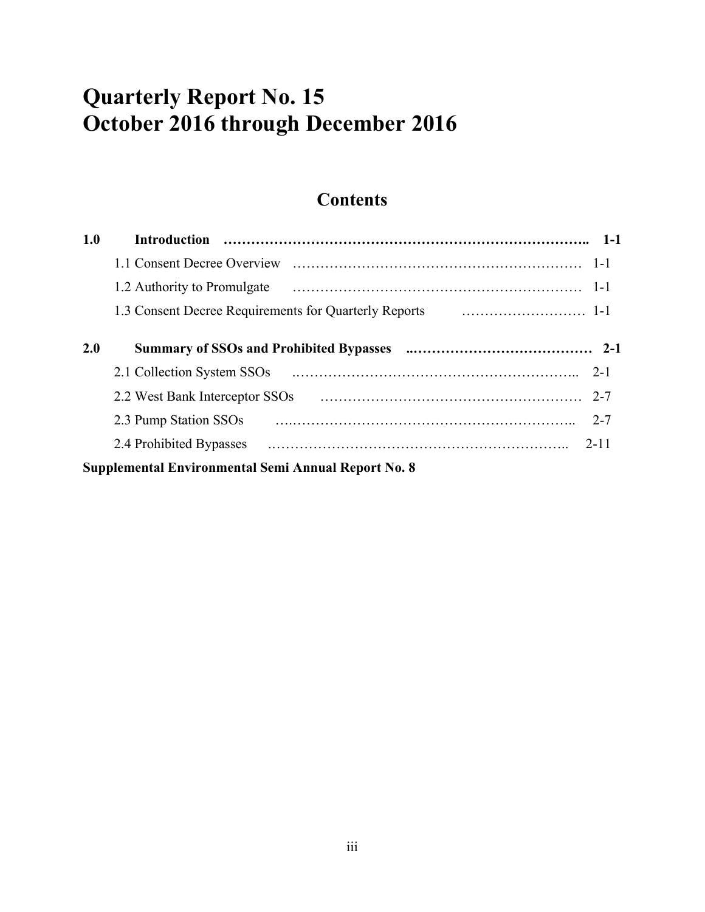# Quarterly Report No. 15
# October 2016 through December 2016

## Contents

| | | |
|---|---|---|
| **1.0** | **Introduction** | **1-1** |
| | 1.1 Consent Decree Overview | 1-1 |
| | 1.2 Authority to Promulgate | 1-1 |
| | 1.3 Consent Decree Requirements for Quarterly Reports | 1-1 |
| **2.0** | **Summary of SSOs and Prohibited Bypasses** | **2-1** |
| | 2.1 Collection System SSOs | 2-1 |
| | 2.2 West Bank Interceptor SSOs | 2-7 |
| | 2.3 Pump Station SSOs | 2-7 |
| | 2.4 Prohibited Bypasses | 2-11 |

**Supplemental Environmental Semi Annual Report No. 8**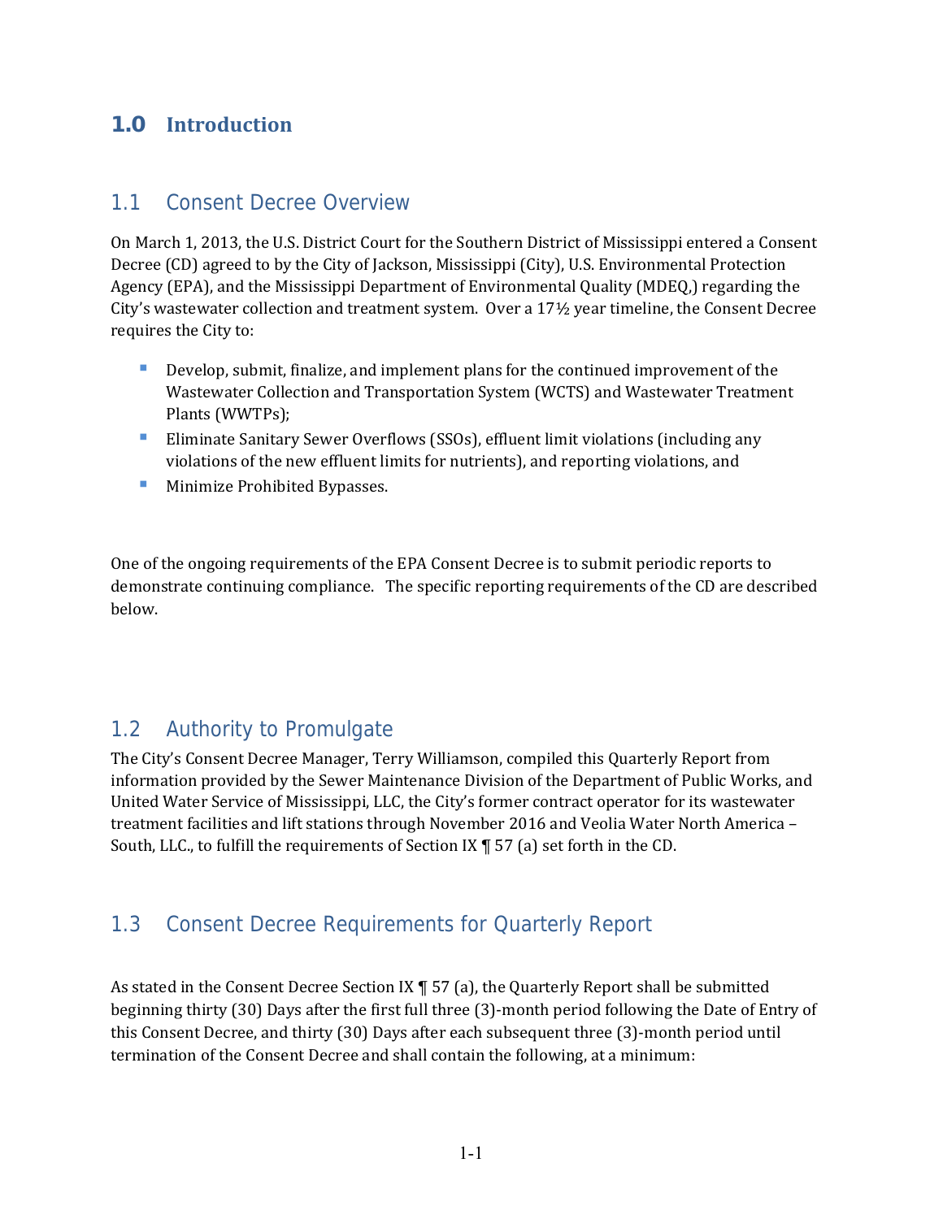# 1.0 Introduction

## 1.1 Consent Decree Overview

On March 1, 2013, the U.S. District Court for the Southern District of Mississippi entered a Consent Decree (CD) agreed to by the City of Jackson, Mississippi (City), U.S. Environmental Protection Agency (EPA), and the Mississippi Department of Environmental Quality (MDEQ,) regarding the City's wastewater collection and treatment system. Over a 17½ year timeline, the Consent Decree requires the City to:

- Develop, submit, finalize, and implement plans for the continued improvement of the Wastewater Collection and Transportation System (WCTS) and Wastewater Treatment Plants (WWTPs);
- Eliminate Sanitary Sewer Overflows (SSOs), effluent limit violations (including any violations of the new effluent limits for nutrients), and reporting violations, and
- Minimize Prohibited Bypasses.

One of the ongoing requirements of the EPA Consent Decree is to submit periodic reports to demonstrate continuing compliance. The specific reporting requirements of the CD are described below.

## 1.2 Authority to Promulgate

The City's Consent Decree Manager, Terry Williamson, compiled this Quarterly Report from information provided by the Sewer Maintenance Division of the Department of Public Works, and United Water Service of Mississippi, LLC, the City's former contract operator for its wastewater treatment facilities and lift stations through November 2016 and Veolia Water North America – South, LLC., to fulfill the requirements of Section IX ¶ 57 (a) set forth in the CD.

## 1.3 Consent Decree Requirements for Quarterly Report

As stated in the Consent Decree Section IX ¶ 57 (a), the Quarterly Report shall be submitted beginning thirty (30) Days after the first full three (3)-month period following the Date of Entry of this Consent Decree, and thirty (30) Days after each subsequent three (3)-month period until termination of the Consent Decree and shall contain the following, at a minimum: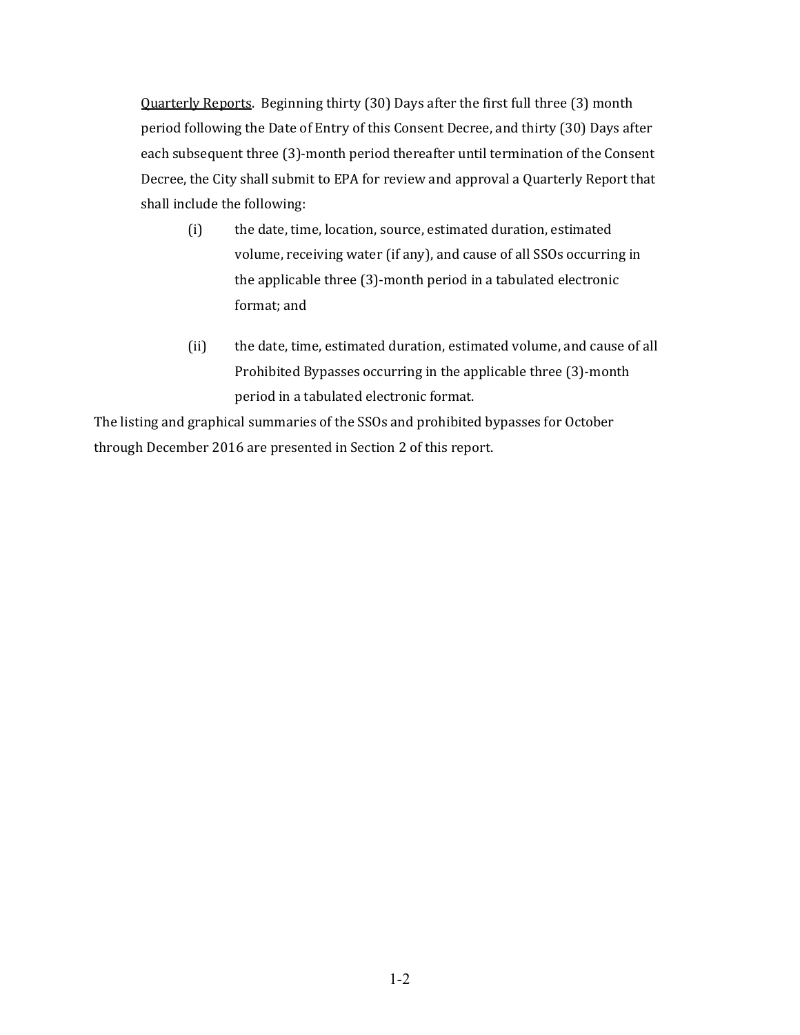<u>Quarterly Reports</u>. Beginning thirty (30) Days after the first full three (3) month period following the Date of Entry of this Consent Decree, and thirty (30) Days after each subsequent three (3)-month period thereafter until termination of the Consent Decree, the City shall submit to EPA for review and approval a Quarterly Report that shall include the following:

(i) the date, time, location, source, estimated duration, estimated volume, receiving water (if any), and cause of all SSOs occurring in the applicable three (3)-month period in a tabulated electronic format; and

(ii) the date, time, estimated duration, estimated volume, and cause of all Prohibited Bypasses occurring in the applicable three (3)-month period in a tabulated electronic format.

The listing and graphical summaries of the SSOs and prohibited bypasses for October through December 2016 are presented in Section 2 of this report.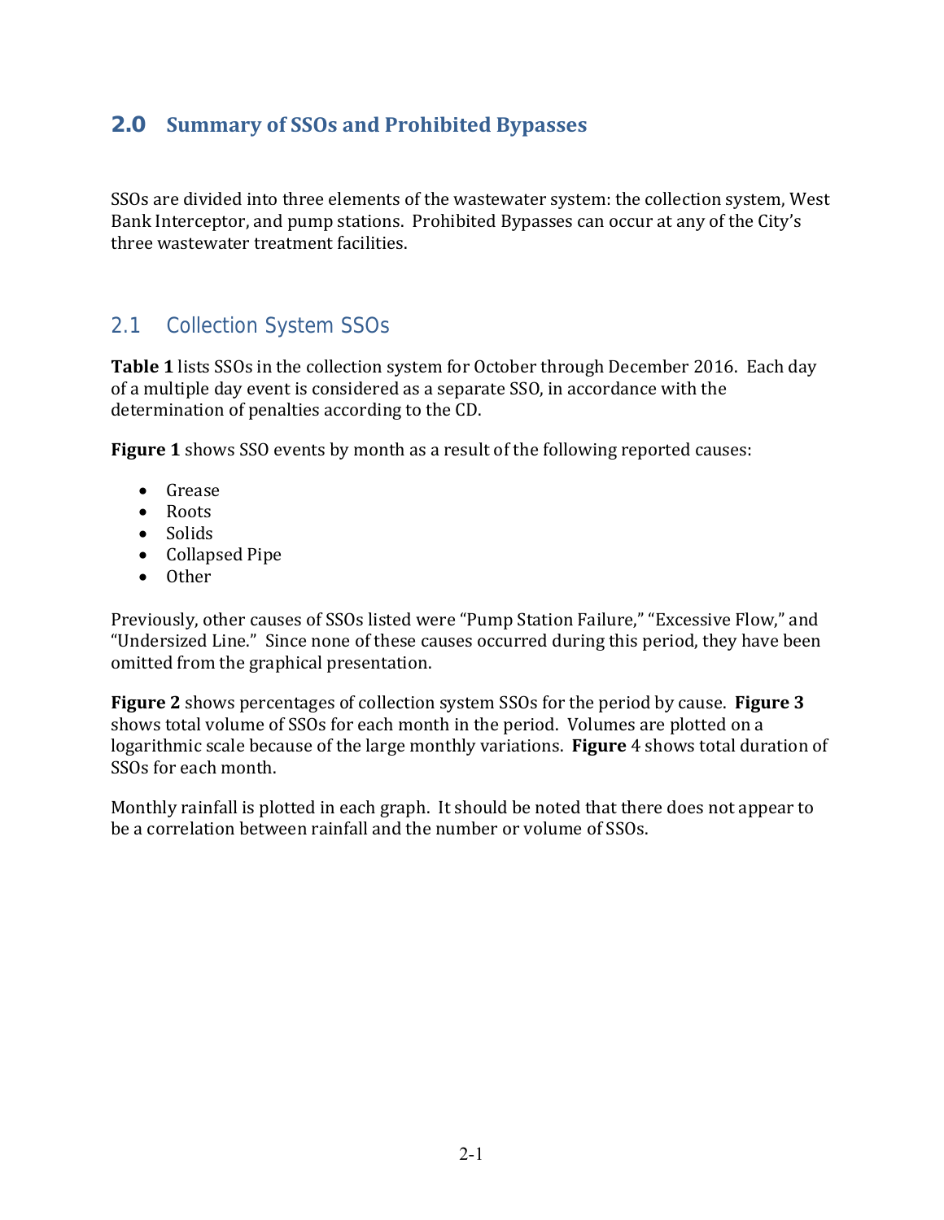# 2.0 Summary of SSOs and Prohibited Bypasses

SSOs are divided into three elements of the wastewater system: the collection system, West Bank Interceptor, and pump stations. Prohibited Bypasses can occur at any of the City's three wastewater treatment facilities.

## 2.1 Collection System SSOs

**Table 1** lists SSOs in the collection system for October through December 2016. Each day of a multiple day event is considered as a separate SSO, in accordance with the determination of penalties according to the CD.

**Figure 1** shows SSO events by month as a result of the following reported causes:

- Grease
- Roots
- Solids
- Collapsed Pipe
- Other

Previously, other causes of SSOs listed were "Pump Station Failure," "Excessive Flow," and "Undersized Line." Since none of these causes occurred during this period, they have been omitted from the graphical presentation.

**Figure 2** shows percentages of collection system SSOs for the period by cause. **Figure 3** shows total volume of SSOs for each month in the period. Volumes are plotted on a logarithmic scale because of the large monthly variations. **Figure** 4 shows total duration of SSOs for each month.

Monthly rainfall is plotted in each graph. It should be noted that there does not appear to be a correlation between rainfall and the number or volume of SSOs.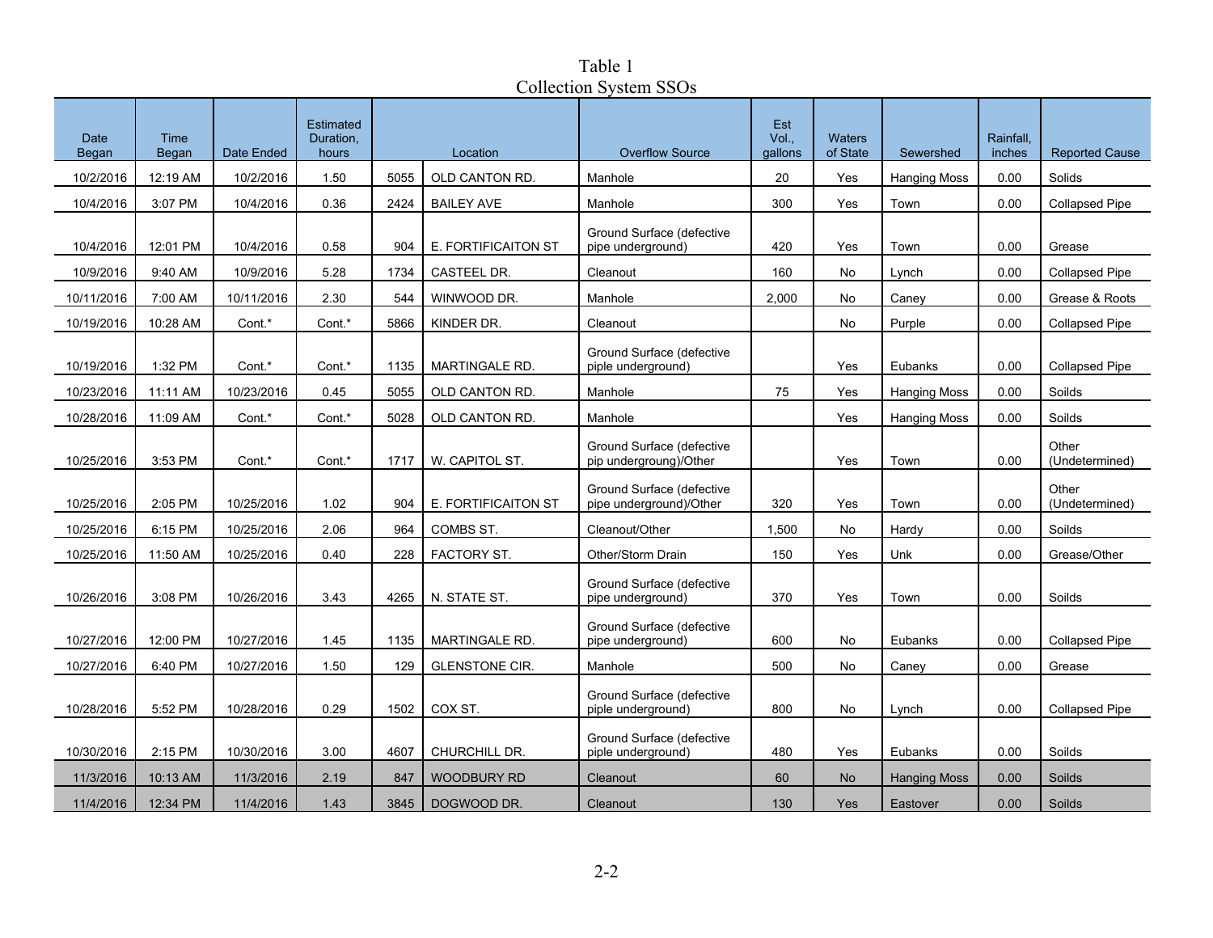Table 1
Collection System SSOs

| Date Began | Time Began | Date Ended | Estimated Duration, hours | Location | | Overflow Source | Est Vol., gallons | Waters of State | Sewershed | Rainfall, inches | Reported Cause |
|---|---|---|---|---|---|---|---|---|---|---|---|
| 10/2/2016 | 12:19 AM | 10/2/2016 | 1.50 | 5055 | OLD CANTON RD. | Manhole | 20 | Yes | Hanging Moss | 0.00 | Solids |
| 10/4/2016 | 3:07 PM | 10/4/2016 | 0.36 | 2424 | BAILEY AVE | Manhole | 300 | Yes | Town | 0.00 | Collapsed Pipe |
| 10/4/2016 | 12:01 PM | 10/4/2016 | 0.58 | 904 | E. FORTIFICAITON ST | Ground Surface (defective pipe underground) | 420 | Yes | Town | 0.00 | Grease |
| 10/9/2016 | 9:40 AM | 10/9/2016 | 5.28 | 1734 | CASTEEL DR. | Cleanout | 160 | No | Lynch | 0.00 | Collapsed Pipe |
| 10/11/2016 | 7:00 AM | 10/11/2016 | 2.30 | 544 | WINWOOD DR. | Manhole | 2,000 | No | Caney | 0.00 | Grease & Roots |
| 10/19/2016 | 10:28 AM | Cont.* | Cont.* | 5866 | KINDER DR. | Cleanout | | No | Purple | 0.00 | Collapsed Pipe |
| 10/19/2016 | 1:32 PM | Cont.* | Cont.* | 1135 | MARTINGALE RD. | Ground Surface (defective piple underground) | | Yes | Eubanks | 0.00 | Collapsed Pipe |
| 10/23/2016 | 11:11 AM | 10/23/2016 | 0.45 | 5055 | OLD CANTON RD. | Manhole | 75 | Yes | Hanging Moss | 0.00 | Soilds |
| 10/28/2016 | 11:09 AM | Cont.* | Cont.* | 5028 | OLD CANTON RD. | Manhole | | Yes | Hanging Moss | 0.00 | Soilds |
| 10/25/2016 | 3:53 PM | Cont.* | Cont.* | 1717 | W. CAPITOL ST. | Ground Surface (defective pip undergroung)/Other | | Yes | Town | 0.00 | Other (Undetermined) |
| 10/25/2016 | 2:05 PM | 10/25/2016 | 1.02 | 904 | E. FORTIFICAITON ST | Ground Surface (defective pipe underground)/Other | 320 | Yes | Town | 0.00 | Other (Undetermined) |
| 10/25/2016 | 6:15 PM | 10/25/2016 | 2.06 | 964 | COMBS ST. | Cleanout/Other | 1,500 | No | Hardy | 0.00 | Soilds |
| 10/25/2016 | 11:50 AM | 10/25/2016 | 0.40 | 228 | FACTORY ST. | Other/Storm Drain | 150 | Yes | Unk | 0.00 | Grease/Other |
| 10/26/2016 | 3:08 PM | 10/26/2016 | 3.43 | 4265 | N. STATE ST. | Ground Surface (defective pipe underground) | 370 | Yes | Town | 0.00 | Soilds |
| 10/27/2016 | 12:00 PM | 10/27/2016 | 1.45 | 1135 | MARTINGALE RD. | Ground Surface (defective pipe underground) | 600 | No | Eubanks | 0.00 | Collapsed Pipe |
| 10/27/2016 | 6:40 PM | 10/27/2016 | 1.50 | 129 | GLENSTONE CIR. | Manhole | 500 | No | Caney | 0.00 | Grease |
| 10/28/2016 | 5:52 PM | 10/28/2016 | 0.29 | 1502 | COX ST. | Ground Surface (defective piple underground) | 800 | No | Lynch | 0.00 | Collapsed Pipe |
| 10/30/2016 | 2:15 PM | 10/30/2016 | 3.00 | 4607 | CHURCHILL DR. | Ground Surface (defective piple underground) | 480 | Yes | Eubanks | 0.00 | Soilds |
| 11/3/2016 | 10:13 AM | 11/3/2016 | 2.19 | 847 | WOODBURY RD | Cleanout | 60 | No | Hanging Moss | 0.00 | Soilds |
| 11/4/2016 | 12:34 PM | 11/4/2016 | 1.43 | 3845 | DOGWOOD DR. | Cleanout | 130 | Yes | Eastover | 0.00 | Soilds |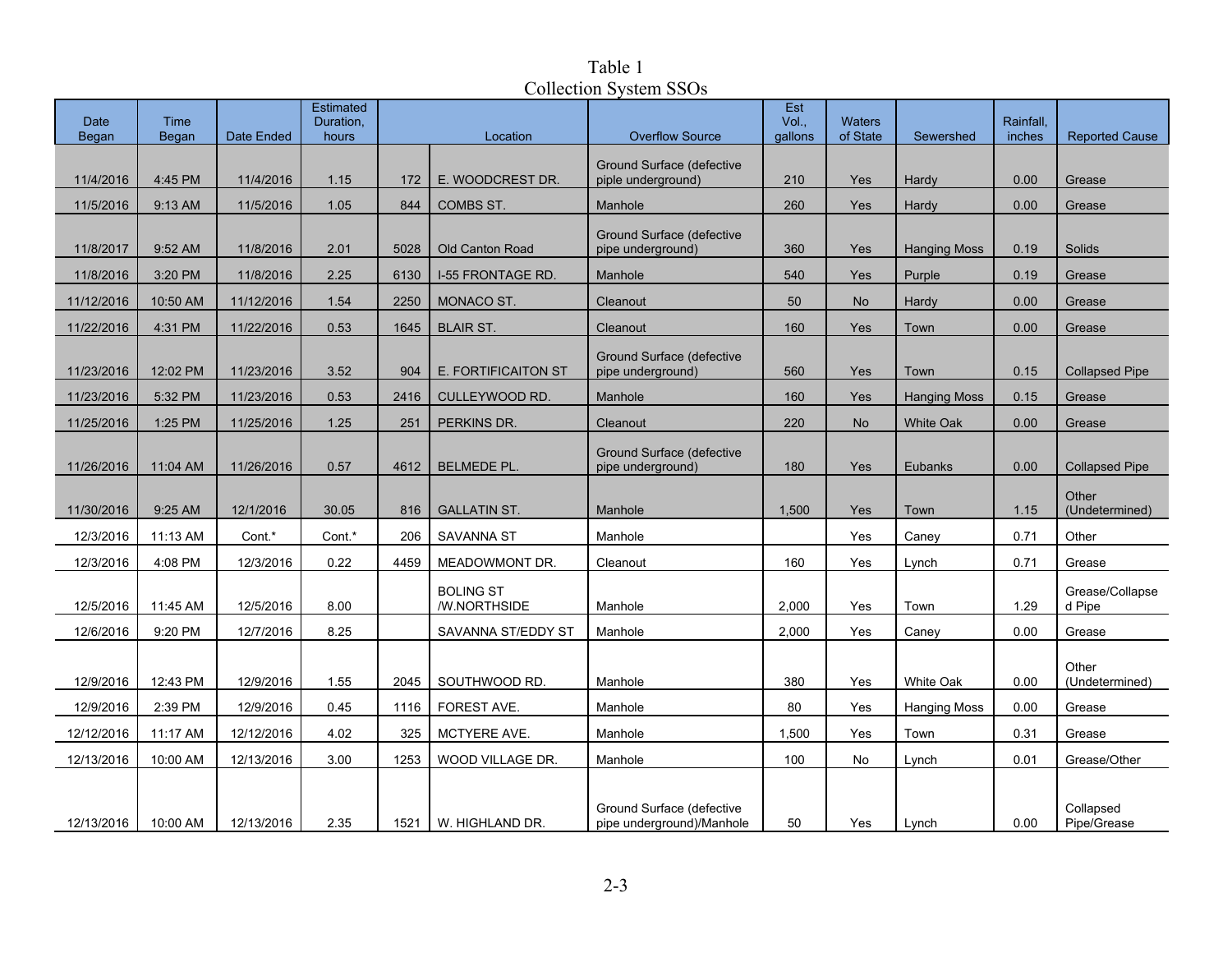# Table 1
## Collection System SSOs

| Date Began | Time Began | Date Ended | Estimated Duration, hours | Location | | Overflow Source | Est Vol., gallons | Waters of State | Sewershed | Rainfall, inches | Reported Cause |
|---|---|---|---|---|---|---|---|---|---|---|---|
| 11/4/2016 | 4:45 PM | 11/4/2016 | 1.15 | 172 | E. WOODCREST DR. | Ground Surface (defective piple underground) | 210 | Yes | Hardy | 0.00 | Grease |
| 11/5/2016 | 9:13 AM | 11/5/2016 | 1.05 | 844 | COMBS ST. | Manhole | 260 | Yes | Hardy | 0.00 | Grease |
| 11/8/2017 | 9:52 AM | 11/8/2016 | 2.01 | 5028 | Old Canton Road | Ground Surface (defective pipe underground) | 360 | Yes | Hanging Moss | 0.19 | Solids |
| 11/8/2016 | 3:20 PM | 11/8/2016 | 2.25 | 6130 | I-55 FRONTAGE RD. | Manhole | 540 | Yes | Purple | 0.19 | Grease |
| 11/12/2016 | 10:50 AM | 11/12/2016 | 1.54 | 2250 | MONACO ST. | Cleanout | 50 | No | Hardy | 0.00 | Grease |
| 11/22/2016 | 4:31 PM | 11/22/2016 | 0.53 | 1645 | BLAIR ST. | Cleanout | 160 | Yes | Town | 0.00 | Grease |
| 11/23/2016 | 12:02 PM | 11/23/2016 | 3.52 | 904 | E. FORTIFICAITON ST | Ground Surface (defective pipe underground) | 560 | Yes | Town | 0.15 | Collapsed Pipe |
| 11/23/2016 | 5:32 PM | 11/23/2016 | 0.53 | 2416 | CULLEYWOOD RD. | Manhole | 160 | Yes | Hanging Moss | 0.15 | Grease |
| 11/25/2016 | 1:25 PM | 11/25/2016 | 1.25 | 251 | PERKINS DR. | Cleanout | 220 | No | White Oak | 0.00 | Grease |
| 11/26/2016 | 11:04 AM | 11/26/2016 | 0.57 | 4612 | BELMEDE PL. | Ground Surface (defective pipe underground) | 180 | Yes | Eubanks | 0.00 | Collapsed Pipe |
| 11/30/2016 | 9:25 AM | 12/1/2016 | 30.05 | 816 | GALLATIN ST. | Manhole | 1,500 | Yes | Town | 1.15 | Other (Undetermined) |
| 12/3/2016 | 11:13 AM | Cont.* | Cont.* | 206 | SAVANNA ST | Manhole | | Yes | Caney | 0.71 | Other |
| 12/3/2016 | 4:08 PM | 12/3/2016 | 0.22 | 4459 | MEADOWMONT DR. | Cleanout | 160 | Yes | Lynch | 0.71 | Grease |
| 12/5/2016 | 11:45 AM | 12/5/2016 | 8.00 | | BOLING ST /W.NORTHSIDE | Manhole | 2,000 | Yes | Town | 1.29 | Grease/Collapsed Pipe |
| 12/6/2016 | 9:20 PM | 12/7/2016 | 8.25 | | SAVANNA ST/EDDY ST | Manhole | 2,000 | Yes | Caney | 0.00 | Grease |
| 12/9/2016 | 12:43 PM | 12/9/2016 | 1.55 | 2045 | SOUTHWOOD RD. | Manhole | 380 | Yes | White Oak | 0.00 | Other (Undetermined) |
| 12/9/2016 | 2:39 PM | 12/9/2016 | 0.45 | 1116 | FOREST AVE. | Manhole | 80 | Yes | Hanging Moss | 0.00 | Grease |
| 12/12/2016 | 11:17 AM | 12/12/2016 | 4.02 | 325 | MCTYERE AVE. | Manhole | 1,500 | Yes | Town | 0.31 | Grease |
| 12/13/2016 | 10:00 AM | 12/13/2016 | 3.00 | 1253 | WOOD VILLAGE DR. | Manhole | 100 | No | Lynch | 0.01 | Grease/Other |
| 12/13/2016 | 10:00 AM | 12/13/2016 | 2.35 | 1521 | W. HIGHLAND DR. | Ground Surface (defective pipe underground)/Manhole | 50 | Yes | Lynch | 0.00 | Collapsed Pipe/Grease |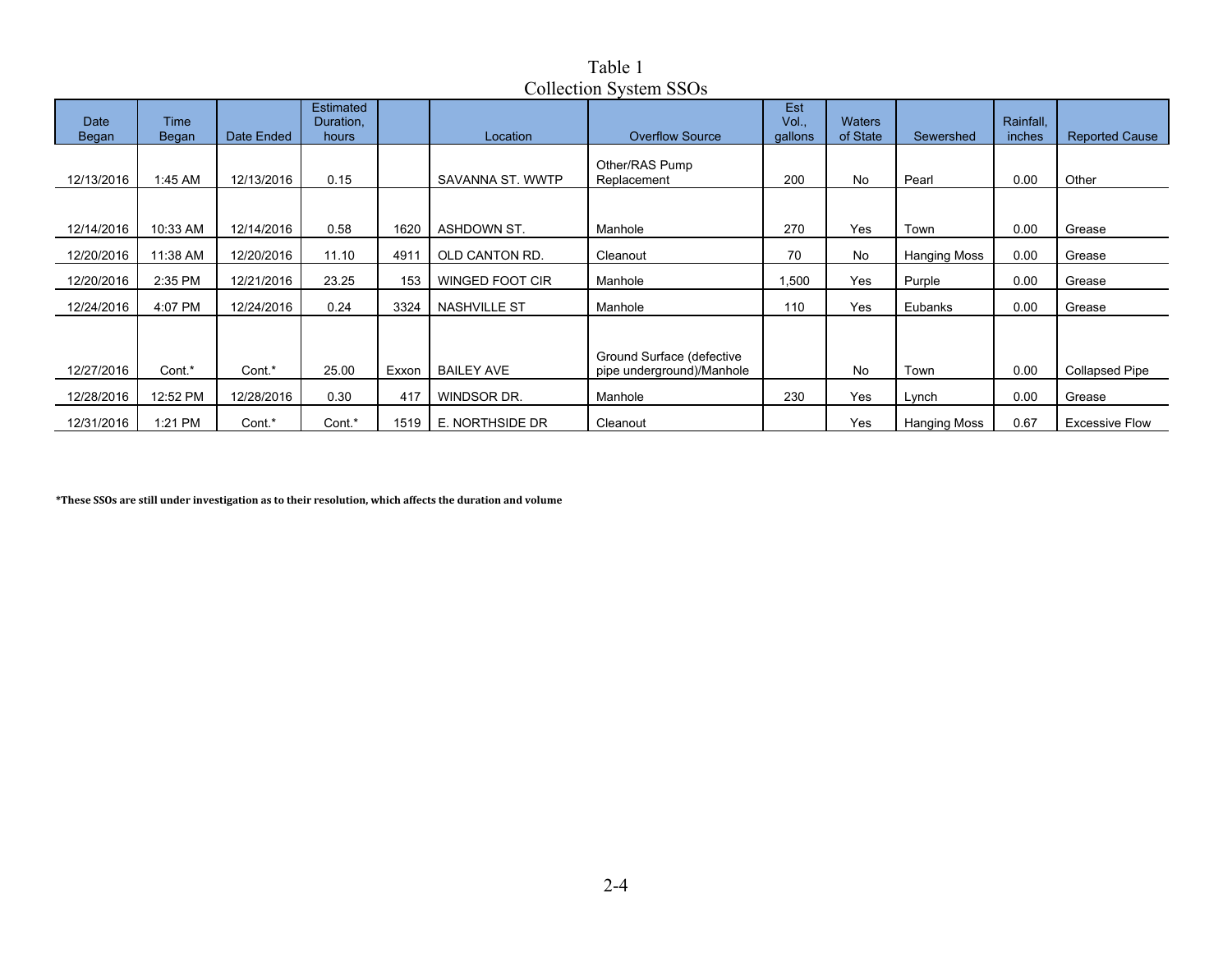# Table 1
## Collection System SSOs

| Date Began | Time Began | Date Ended | Estimated Duration, hours | | Location | Overflow Source | Est Vol., gallons | Waters of State | Sewershed | Rainfall, inches | Reported Cause |
|---|---|---|---|---|---|---|---|---|---|---|---|
| 12/13/2016 | 1:45 AM | 12/13/2016 | 0.15 | | SAVANNA ST. WWTP | Other/RAS Pump Replacement | 200 | No | Pearl | 0.00 | Other |
| 12/14/2016 | 10:33 AM | 12/14/2016 | 0.58 | 1620 | ASHDOWN ST. | Manhole | 270 | Yes | Town | 0.00 | Grease |
| 12/20/2016 | 11:38 AM | 12/20/2016 | 11.10 | 4911 | OLD CANTON RD. | Cleanout | 70 | No | Hanging Moss | 0.00 | Grease |
| 12/20/2016 | 2:35 PM | 12/21/2016 | 23.25 | 153 | WINGED FOOT CIR | Manhole | 1,500 | Yes | Purple | 0.00 | Grease |
| 12/24/2016 | 4:07 PM | 12/24/2016 | 0.24 | 3324 | NASHVILLE ST | Manhole | 110 | Yes | Eubanks | 0.00 | Grease |
| 12/27/2016 | Cont.* | Cont.* | 25.00 | Exxon | BAILEY AVE | Ground Surface (defective pipe underground)/Manhole | | No | Town | 0.00 | Collapsed Pipe |
| 12/28/2016 | 12:52 PM | 12/28/2016 | 0.30 | 417 | WINDSOR DR. | Manhole | 230 | Yes | Lynch | 0.00 | Grease |
| 12/31/2016 | 1:21 PM | Cont.* | Cont.* | 1519 | E. NORTHSIDE DR | Cleanout | | Yes | Hanging Moss | 0.67 | Excessive Flow |

**\*These SSOs are still under investigation as to their resolution, which affects the duration and volume**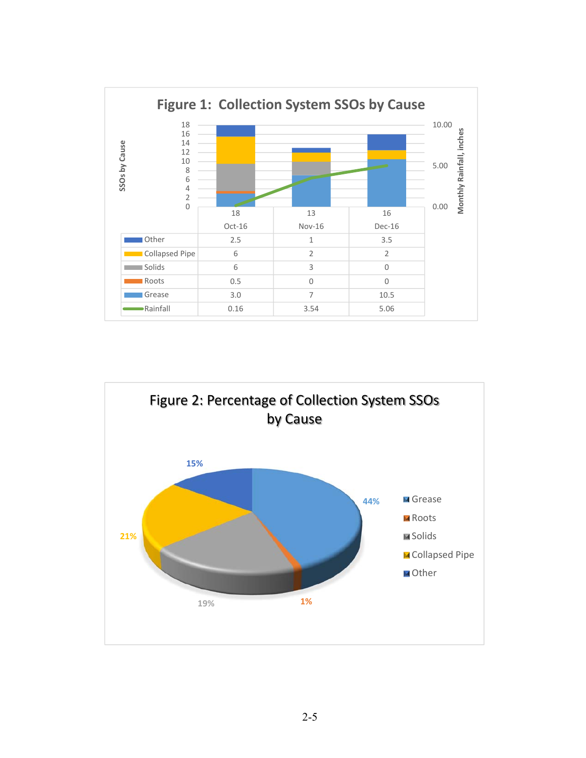## Figure 1: Collection System SSOs by Cause

| | Oct-16 | Nov-16 | Dec-16 |
|---|---|---|---|
| Total | 18 | 13 | 16 |
| Other | 2.5 | 1 | 3.5 |
| Collapsed Pipe | 6 | 2 | 2 |
| Solids | 6 | 3 | 0 |
| Roots | 0.5 | 0 | 0 |
| Grease | 3.0 | 7 | 10.5 |
| Rainfall | 0.16 | 3.54 | 5.06 |

## Figure 2: Percentage of Collection System SSOs by Cause

| Cause | Percentage |
|---|---|
| Grease | 44% |
| Roots | 1% |
| Solids | 19% |
| Collapsed Pipe | 21% |
| Other | 15% |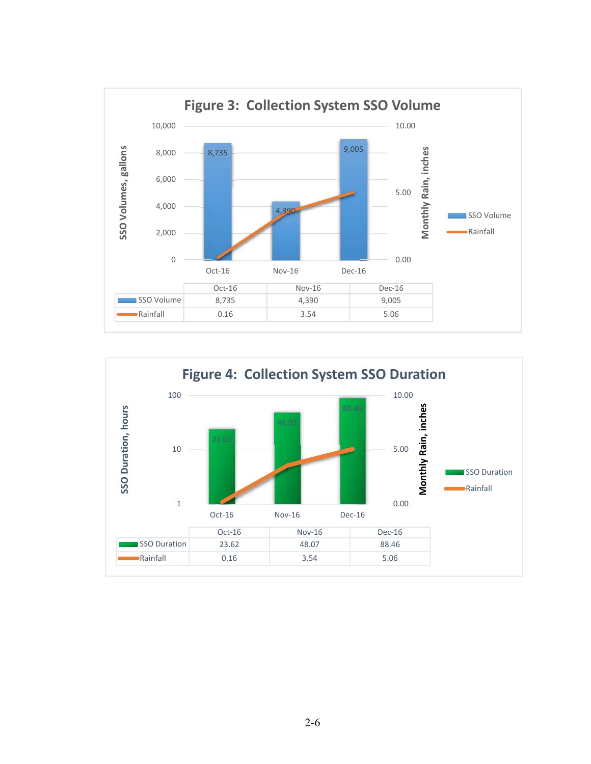## Figure 3: Collection System SSO Volume

| | Oct-16 | Nov-16 | Dec-16 |
|---|---|---|---|
| SSO Volume | 8,735 | 4,390 | 9,005 |
| Rainfall | 0.16 | 3.54 | 5.06 |

## Figure 4: Collection System SSO Duration

| | Oct-16 | Nov-16 | Dec-16 |
|---|---|---|---|
| SSO Duration | 23.62 | 48.07 | 88.46 |
| Rainfall | 0.16 | 3.54 | 5.06 |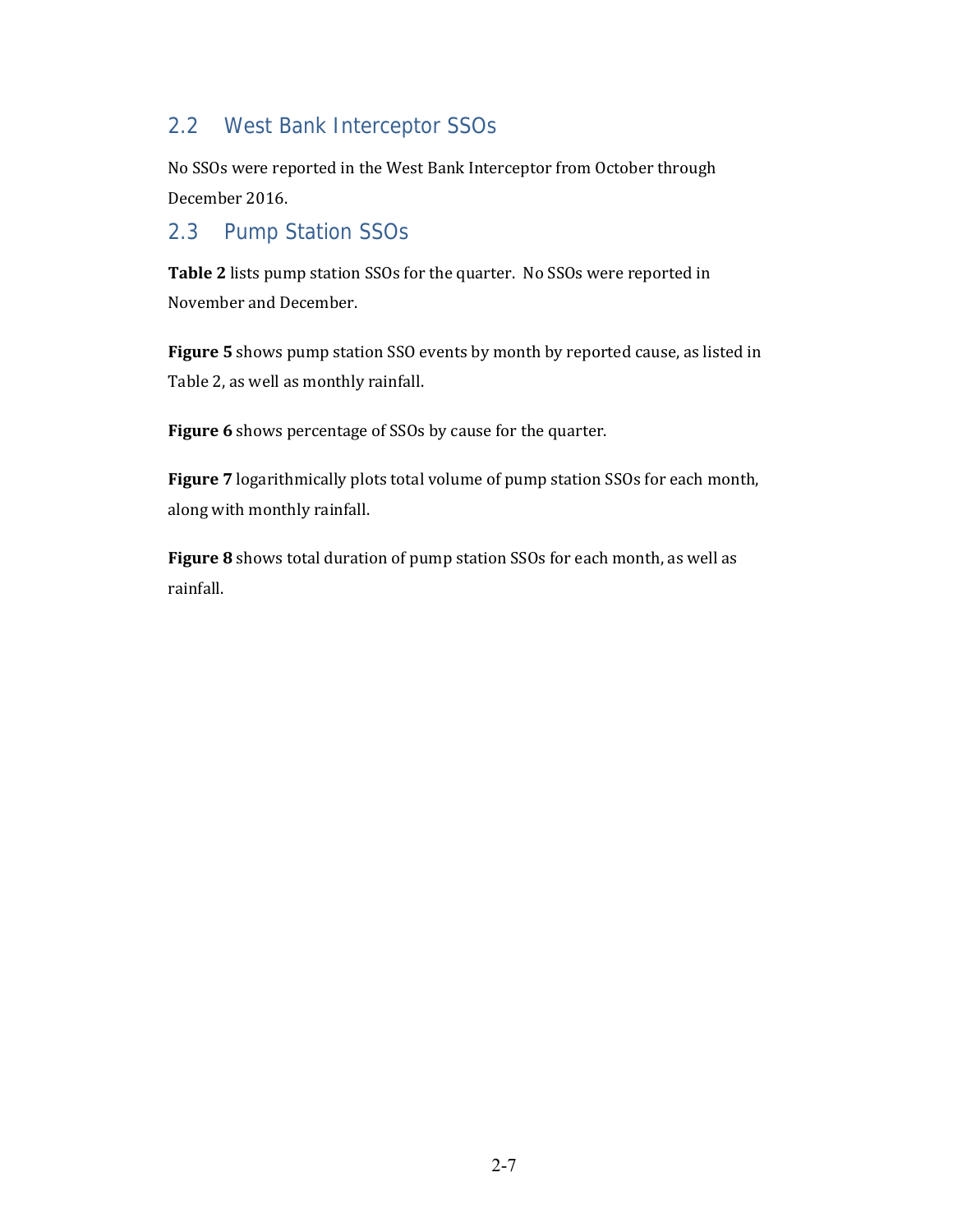## 2.2 West Bank Interceptor SSOs

No SSOs were reported in the West Bank Interceptor from October through December 2016.

## 2.3 Pump Station SSOs

**Table 2** lists pump station SSOs for the quarter. No SSOs were reported in November and December.

**Figure 5** shows pump station SSO events by month by reported cause, as listed in Table 2, as well as monthly rainfall.

**Figure 6** shows percentage of SSOs by cause for the quarter.

**Figure 7** logarithmically plots total volume of pump station SSOs for each month, along with monthly rainfall.

**Figure 8** shows total duration of pump station SSOs for each month, as well as rainfall.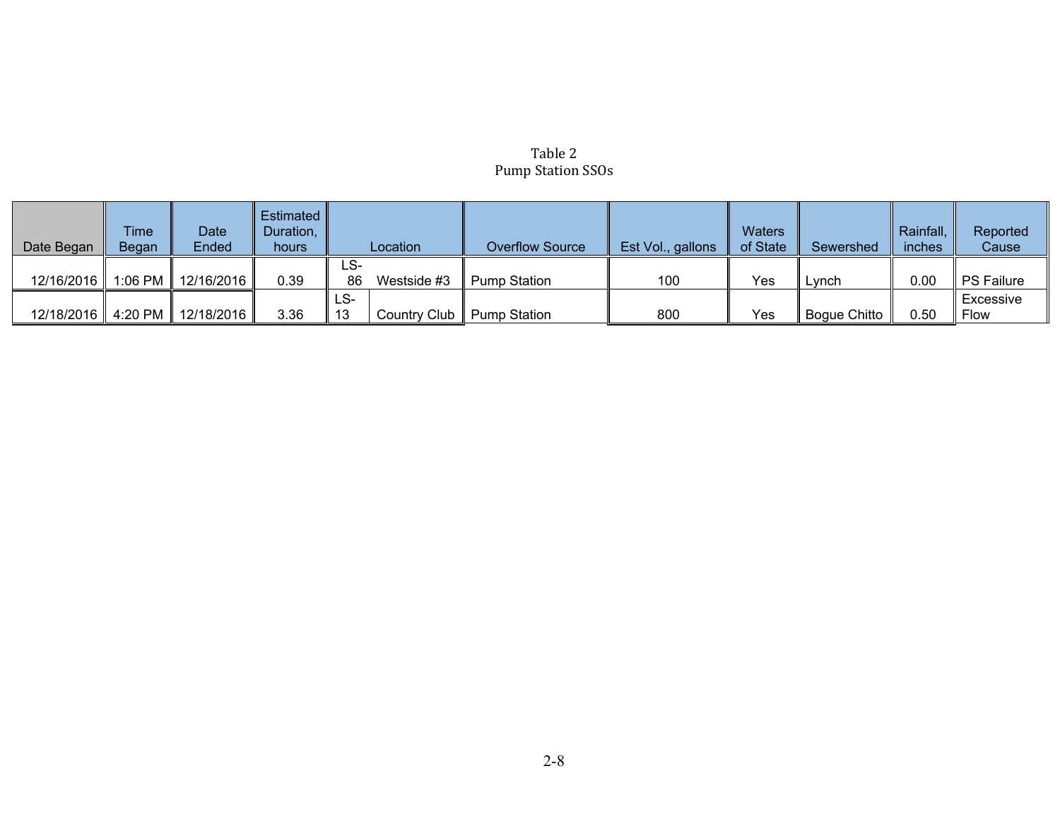Table 2
Pump Station SSOs

| Date Began | Time Began | Date Ended | Estimated Duration, hours | Location | | Overflow Source | Est Vol., gallons | Waters of State | Sewershed | Rainfall, inches | Reported Cause |
|---|---|---|---|---|---|---|---|---|---|---|---|
| 12/16/2016 | 1:06 PM | 12/16/2016 | 0.39 | LS-86 | Westside #3 | Pump Station | 100 | Yes | Lynch | 0.00 | PS Failure |
| 12/18/2016 | 4:20 PM | 12/18/2016 | 3.36 | LS-13 | Country Club | Pump Station | 800 | Yes | Bogue Chitto | 0.50 | Excessive Flow |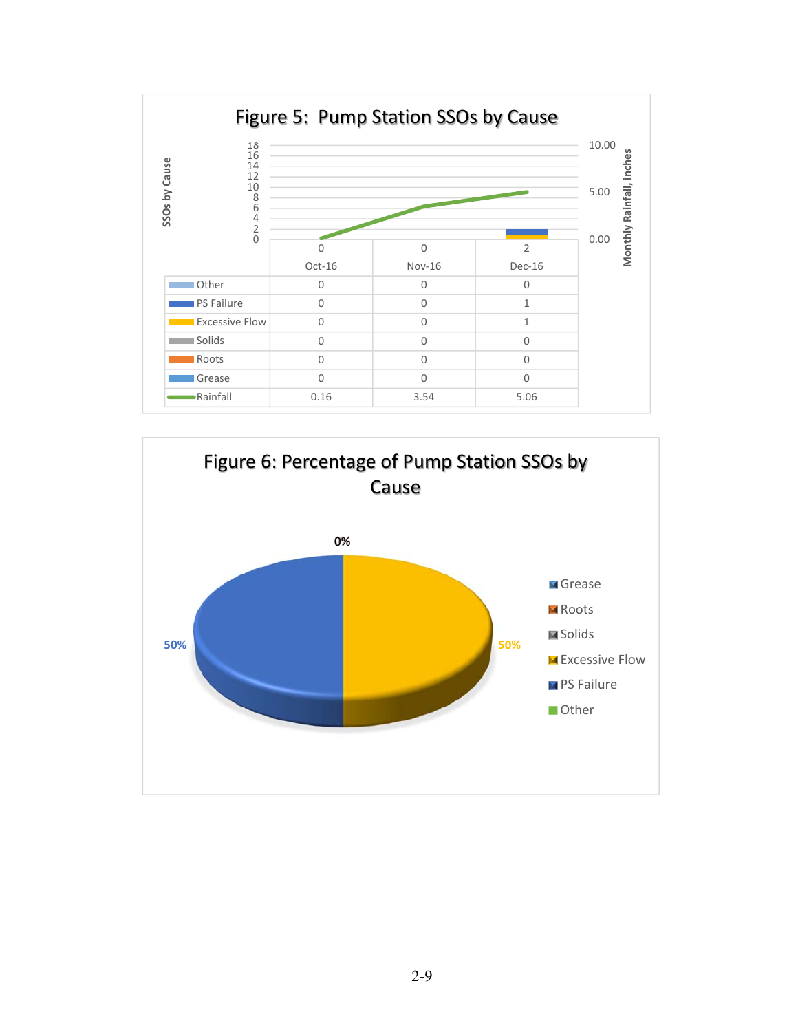## Figure 5: Pump Station SSOs by Cause

| | Oct-16 | Nov-16 | Dec-16 |
|---|---|---|---|
| (Total) | 0 | 0 | 2 |
| Other | 0 | 0 | 0 |
| PS Failure | 0 | 0 | 1 |
| Excessive Flow | 0 | 0 | 1 |
| Solids | 0 | 0 | 0 |
| Roots | 0 | 0 | 0 |
| Grease | 0 | 0 | 0 |
| Rainfall | 0.16 | 3.54 | 5.06 |

SSOs by Cause (left axis: 0–18); Monthly Rainfall, inches (right axis: 0.00–10.00)

## Figure 6: Percentage of Pump Station SSOs by Cause

- Grease
- Roots
- Solids
- Excessive Flow: 50%
- PS Failure: 50%
- Other

0%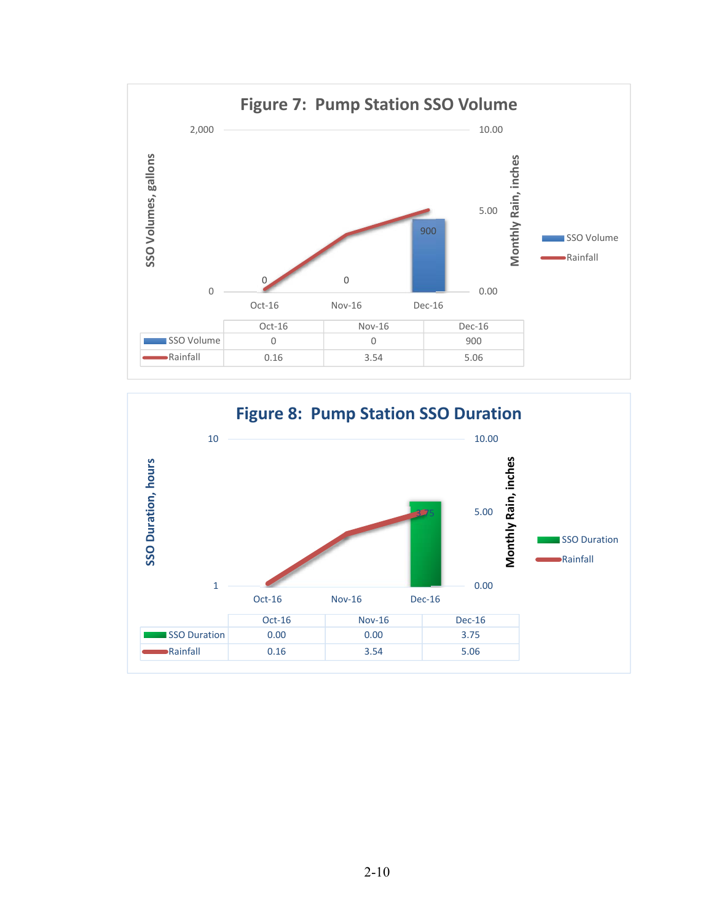**Figure 7: Pump Station SSO Volume**

| | Oct-16 | Nov-16 | Dec-16 |
|---|---|---|---|
| SSO Volume | 0 | 0 | 900 |
| Rainfall | 0.16 | 3.54 | 5.06 |

**Figure 8: Pump Station SSO Duration**

| | Oct-16 | Nov-16 | Dec-16 |
|---|---|---|---|
| SSO Duration | 0.00 | 0.00 | 3.75 |
| Rainfall | 0.16 | 3.54 | 5.06 |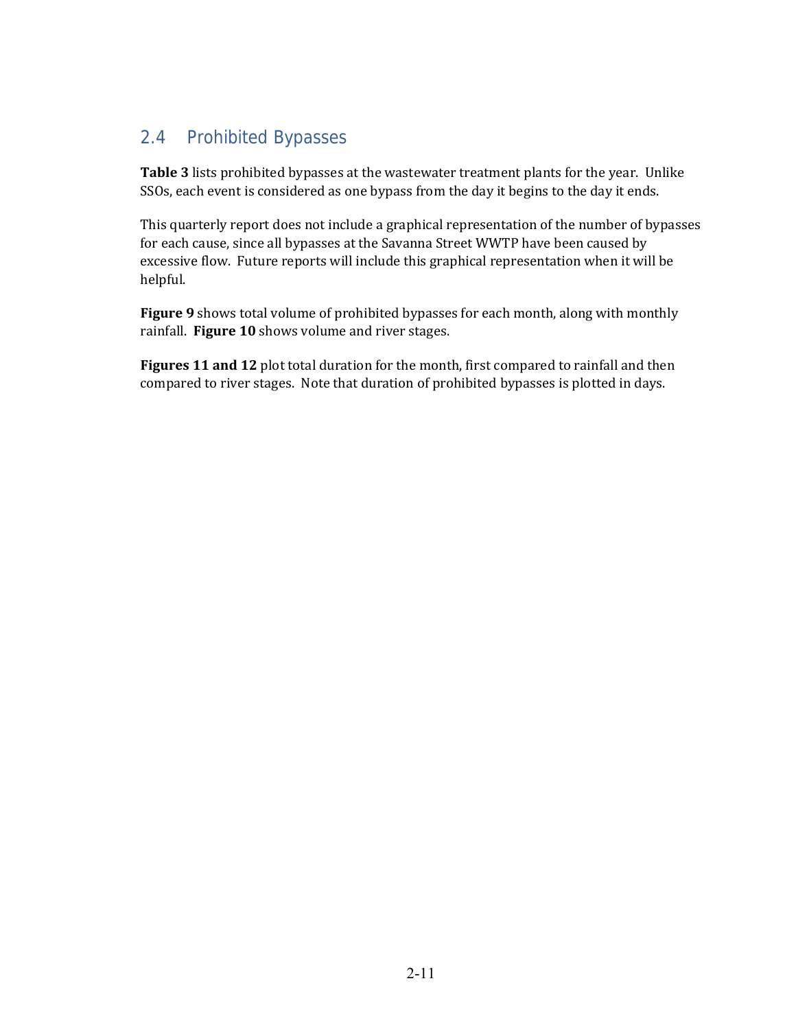## 2.4 Prohibited Bypasses

**Table 3** lists prohibited bypasses at the wastewater treatment plants for the year. Unlike SSOs, each event is considered as one bypass from the day it begins to the day it ends.

This quarterly report does not include a graphical representation of the number of bypasses for each cause, since all bypasses at the Savanna Street WWTP have been caused by excessive flow. Future reports will include this graphical representation when it will be helpful.

**Figure 9** shows total volume of prohibited bypasses for each month, along with monthly rainfall. **Figure 10** shows volume and river stages.

**Figures 11 and 12** plot total duration for the month, first compared to rainfall and then compared to river stages. Note that duration of prohibited bypasses is plotted in days.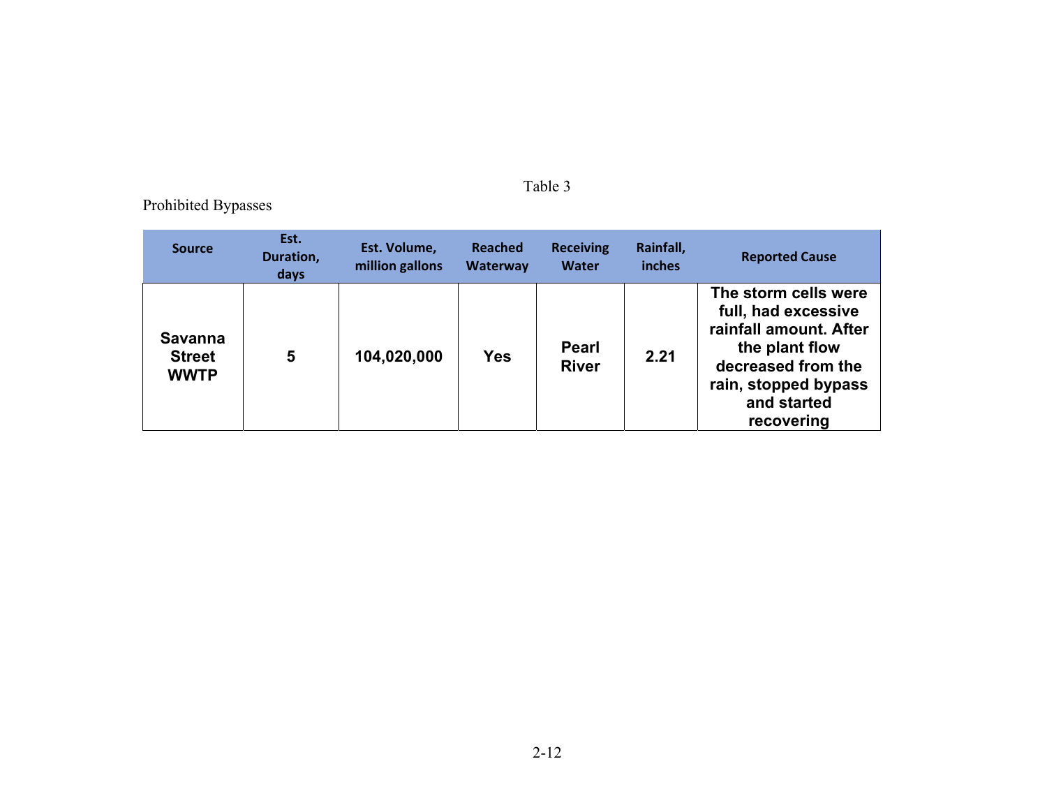Table 3

Prohibited Bypasses

| Source | Est. Duration, days | Est. Volume, million gallons | Reached Waterway | Receiving Water | Rainfall, inches | Reported Cause |
|---|---|---|---|---|---|---|
| **Savanna Street WWTP** | **5** | **104,020,000** | **Yes** | **Pearl River** | **2.21** | **The storm cells were full, had excessive rainfall amount. After the plant flow decreased from the rain, stopped bypass and started recovering** |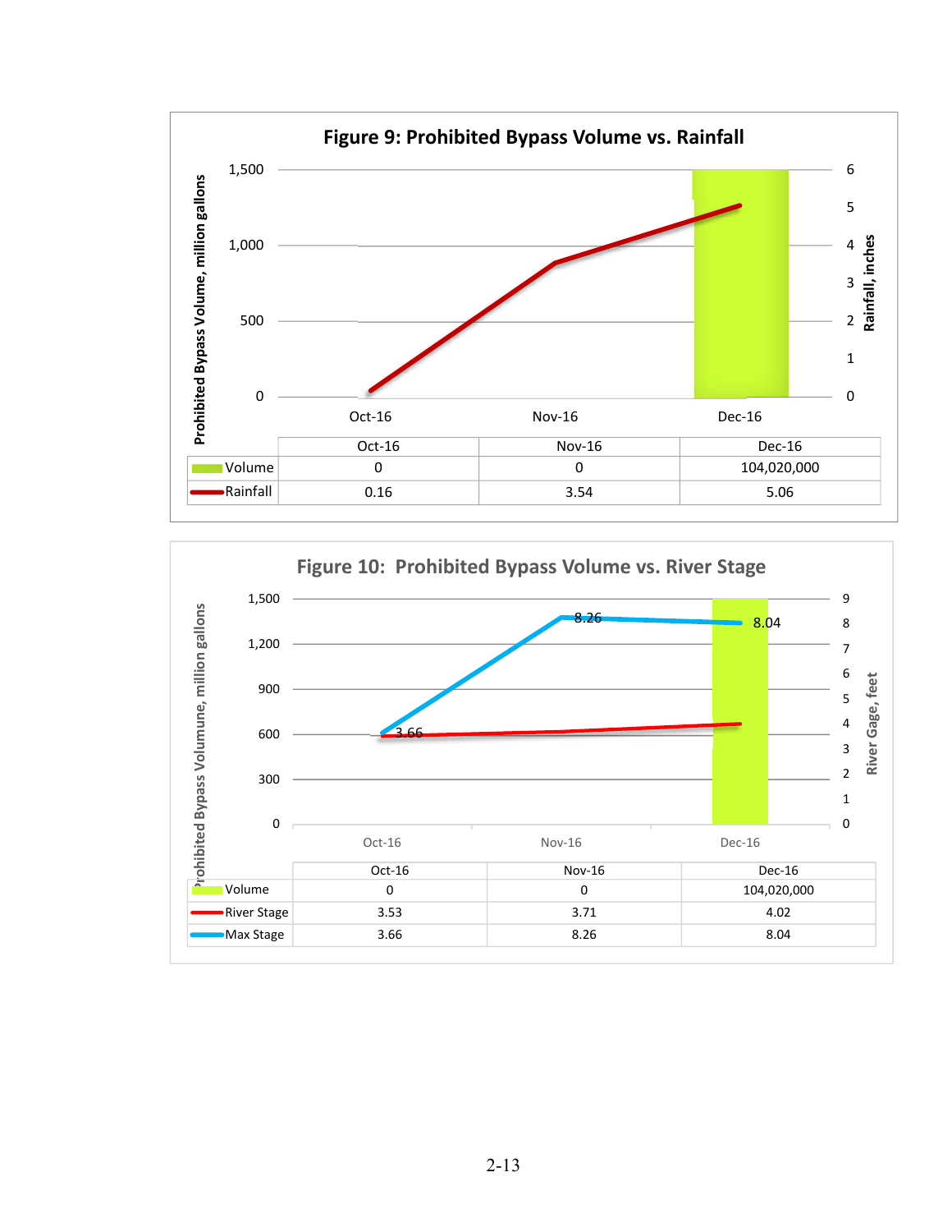**Figure 9: Prohibited Bypass Volume vs. Rainfall**

| | Oct-16 | Nov-16 | Dec-16 |
|---|---|---|---|
| Volume | 0 | 0 | 104,020,000 |
| Rainfall | 0.16 | 3.54 | 5.06 |

**Figure 10: Prohibited Bypass Volume vs. River Stage**

| | Oct-16 | Nov-16 | Dec-16 |
|---|---|---|---|
| Volume | 0 | 0 | 104,020,000 |
| River Stage | 3.53 | 3.71 | 4.02 |
| Max Stage | 3.66 | 8.26 | 8.04 |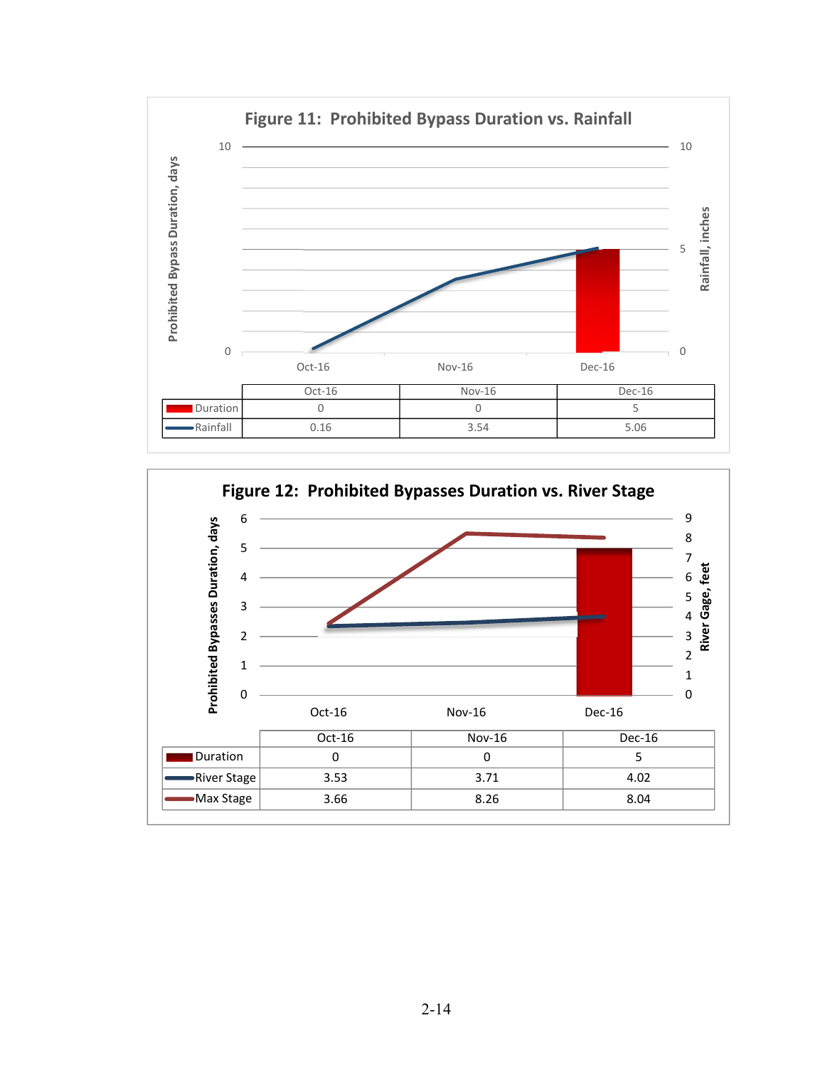## Figure 11: Prohibited Bypass Duration vs. Rainfall

Prohibited Bypass Duration, days

10

0

Rainfall, inches

10

5

0

Oct-16 Nov-16 Dec-16

| | Oct-16 | Nov-16 | Dec-16 |
|---|---|---|---|
| Duration | 0 | 0 | 5 |
| Rainfall | 0.16 | 3.54 | 5.06 |

## Figure 12: Prohibited Bypasses Duration vs. River Stage

Prohibited Bypasses Duration, days

6 5 4 3 2 1 0

River Gage, feet

9 8 7 6 5 4 3 2 1 0

Oct-16 Nov-16 Dec-16

| | Oct-16 | Nov-16 | Dec-16 |
|---|---|---|---|
| Duration | 0 | 0 | 5 |
| River Stage | 3.53 | 3.71 | 4.02 |
| Max Stage | 3.66 | 8.26 | 8.04 |